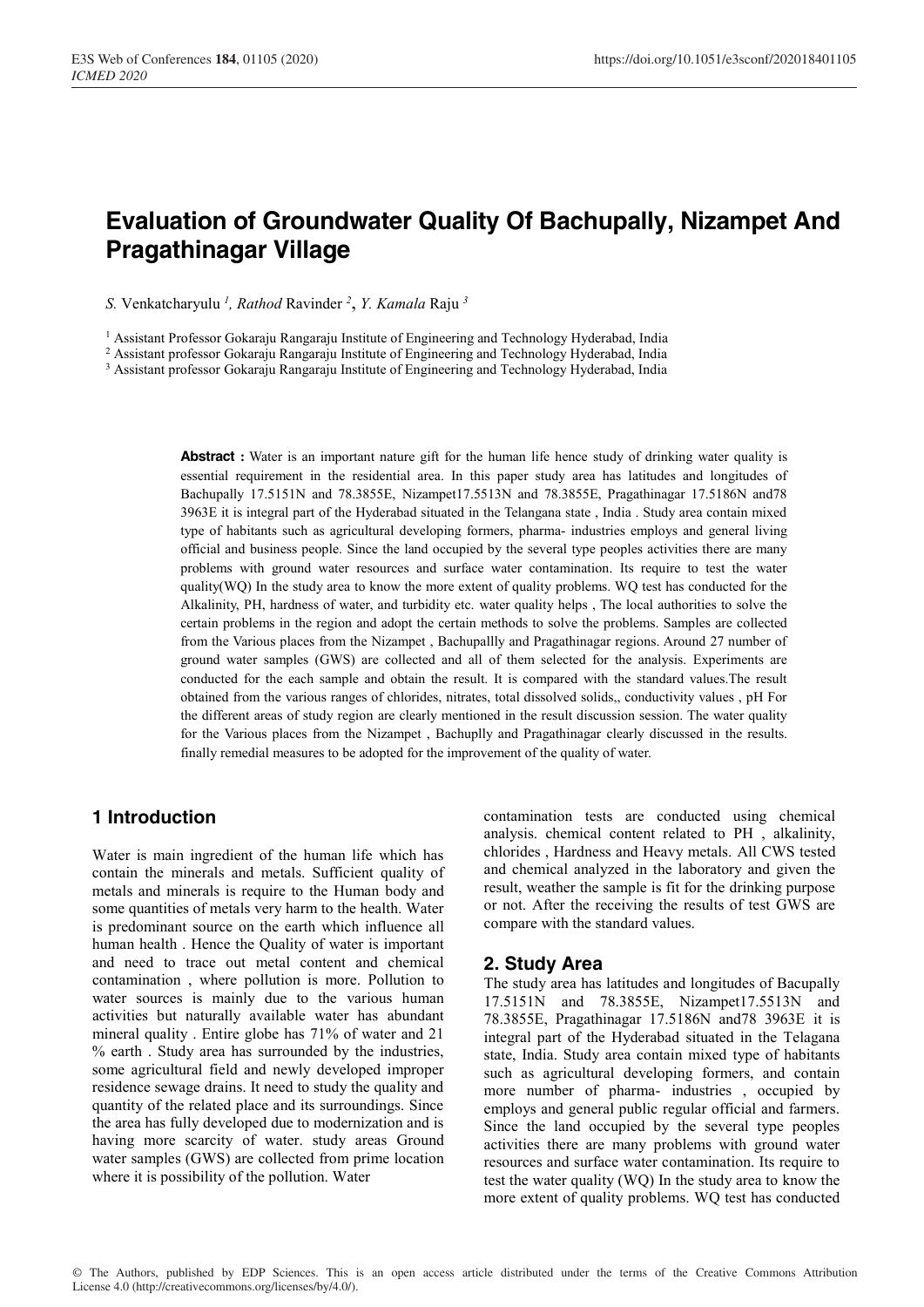# Evaluation of Groundwater Quality Of Bachupally, Nizampet And Pragathinagar Village

*S.* Venkatcharyulu [1], *Rathod* Ravinder [2], *Y. Kamala* Raju [3]

[1] Assistant Professor Gokaraju Rangaraju Institute of Engineering and Technology Hyderabad, India
[2] Assistant professor Gokaraju Rangaraju Institute of Engineering and Technology Hyderabad, India
[3] Assistant professor Gokaraju Rangaraju Institute of Engineering and Technology Hyderabad, India

**Abstract :** Water is an important nature gift for the human life hence study of drinking water quality is essential requirement in the residential area. In this paper study area has latitudes and longitudes of Bachupally 17.5151N and 78.3855E, Nizampet17.5513N and 78.3855E, Pragathinagar 17.5186N and78 3963E it is integral part of the Hyderabad situated in the Telangana state , India . Study area contain mixed type of habitants such as agricultural developing formers, pharma- industries employs and general living official and business people. Since the land occupied by the several type peoples activities there are many problems with ground water resources and surface water contamination. Its require to test the water quality(WQ) In the study area to know the more extent of quality problems. WQ test has conducted for the Alkalinity, PH, hardness of water, and turbidity etc. water quality helps , The local authorities to solve the certain problems in the region and adopt the certain methods to solve the problems. Samples are collected from the Various places from the Nizampet , Bachupallly and Pragathinagar regions. Around 27 number of ground water samples (GWS) are collected and all of them selected for the analysis. Experiments are conducted for the each sample and obtain the result. It is compared with the standard values.The result obtained from the various ranges of chlorides, nitrates, total dissolved solids,, conductivity values , pH For the different areas of study region are clearly mentioned in the result discussion session. The water quality for the Various places from the Nizampet , Bachuplly and Pragathinagar clearly discussed in the results. finally remedial measures to be adopted for the improvement of the quality of water.

## 1 Introduction

Water is main ingredient of the human life which has contain the minerals and metals. Sufficient quality of metals and minerals is require to the Human body and some quantities of metals very harm to the health. Water is predominant source on the earth which influence all human health . Hence the Quality of water is important and need to trace out metal content and chemical contamination , where pollution is more. Pollution to water sources is mainly due to the various human activities but naturally available water has abundant mineral quality . Entire globe has 71% of water and 21 % earth . Study area has surrounded by the industries, some agricultural field and newly developed improper residence sewage drains. It need to study the quality and quantity of the related place and its surroundings. Since the area has fully developed due to modernization and is having more scarcity of water. study areas Ground water samples (GWS) are collected from prime location where it is possibility of the pollution. Water contamination tests are conducted using chemical analysis. chemical content related to PH , alkalinity, chlorides , Hardness and Heavy metals. All CWS tested and chemical analyzed in the laboratory and given the result, weather the sample is fit for the drinking purpose or not. After the receiving the results of test GWS are compare with the standard values.

## 2. Study Area

The study area has latitudes and longitudes of Bacupally 17.5151N and 78.3855E, Nizampet17.5513N and 78.3855E, Pragathinagar 17.5186N and78 3963E it is integral part of the Hyderabad situated in the Telagana state, India. Study area contain mixed type of habitants such as agricultural developing formers, and contain more number of pharma- industries , occupied by employs and general public regular official and farmers. Since the land occupied by the several type peoples activities there are many problems with ground water resources and surface water contamination. Its require to test the water quality (WQ) In the study area to know the more extent of quality problems. WQ test has conducted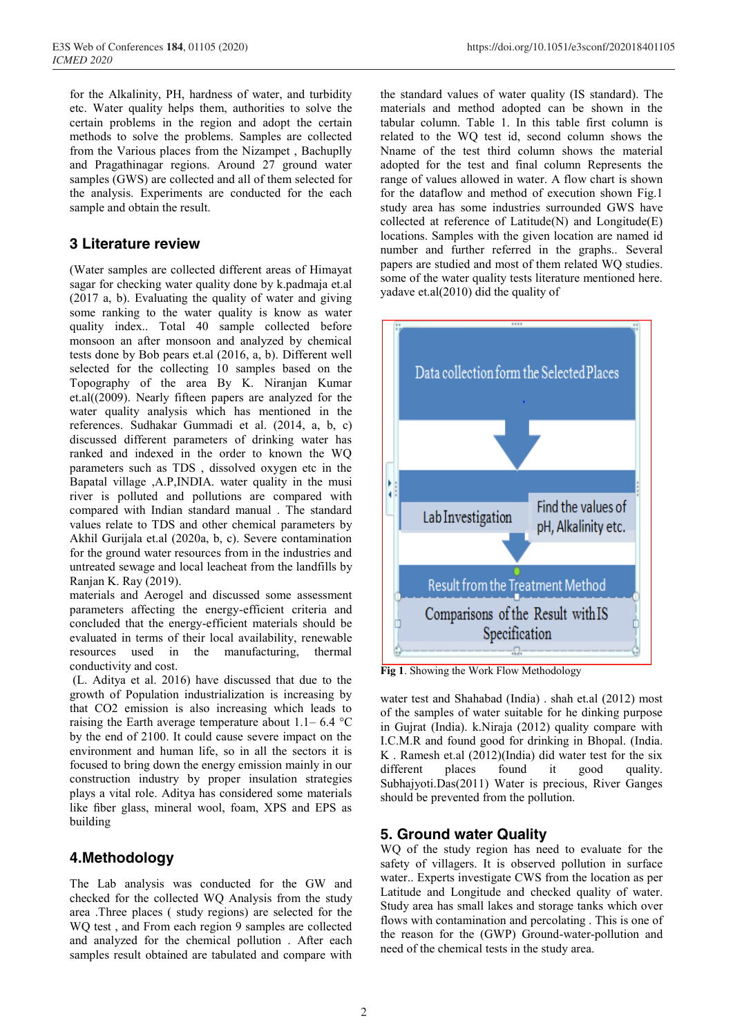for the Alkalinity, PH, hardness of water, and turbidity etc. Water quality helps them, authorities to solve the certain problems in the region and adopt the certain methods to solve the problems. Samples are collected from the Various places from the Nizampet , Bachuplly and Pragathinagar regions. Around 27 ground water samples (GWS) are collected and all of them selected for the analysis. Experiments are conducted for the each sample and obtain the result.

## 3 Literature review

(Water samples are collected different areas of Himayat sagar for checking water quality done by k.padmaja et.al (2017 a, b). Evaluating the quality of water and giving some ranking to the water quality index is know as water quality index.. Total 40 sample collected before monsoon an after monsoon and analyzed by chemical tests done by Bob pears et.al (2016, a, b). Different well selected for the collecting 10 samples based on the Topography of the area By K. Niranjan Kumar et.al((2009). Nearly fifteen papers are analyzed for the water quality analysis which has mentioned in the references. Sudhakar Gummadi et al. (2014, a, b, c) discussed different parameters of drinking water has ranked and indexed in the order to known the WQ parameters such as TDS , dissolved oxygen etc in the Bapatal village ,A.P,INDIA. water quality in the musi river is polluted and pollutions are compared with compared with Indian standard manual . The standard values relate to TDS and other chemical parameters by Akhil Gurijala et.al (2020a, b, c). Severe contamination for the ground water resources from in the industries and untreated sewage and local leacheat from the landfills by Ranjan K. Ray (2019).
materials and Aerogel and discussed some assessment parameters affecting the energy-efficient criteria and concluded that the energy-efficient materials should be evaluated in terms of their local availability, renewable resources used in the manufacturing, thermal conductivity and cost.
(L. Aditya et al. 2016) have discussed that due to the growth of Population industrialization is increasing by that $CO_2$ emission is also increasing which leads to raising the Earth average temperature about 1.1– 6.4 °C by the end of 2100. It could cause severe impact on the environment and human life, so in all the sectors it is focused to bring down the energy emission mainly in our construction industry by proper insulation strategies plays a vital role. Aditya has considered some materials like fiber glass, mineral wool, foam, XPS and EPS as building

## 4.Methodology

The Lab analysis was conducted for the GW and checked for the collected WQ Analysis from the study area .Three places ( study regions) are selected for the WQ test , and From each region 9 samples are collected and analyzed for the chemical pollution . After each samples result obtained are tabulated and compare with the standard values of water quality (IS standard). The materials and method adopted can be shown in the tabular column. Table 1. In this table first column is related to the WQ test id, second column shows the Nname of the test third column shows the material adopted for the test and final column Represents the range of values allowed in water. A flow chart is shown for the dataflow and method of execution shown Fig.1 study area has some industries surrounded GWS have collected at reference of Latitude(N) and Longitude(E) locations. Samples with the given location are named id number and further referred in the graphs.. Several papers are studied and most of them related WQ studies. some of the water quality tests literature mentioned here. yadave et.al(2010) did the quality of

Data collection form the Selected Places

Lab Investigation | Find the values of pH, Alkalinity etc.

Result from the Treatment Method

Comparisons of the Result with IS Specification

**Fig 1**. Showing the Work Flow Methodology

water test and Shahabad (India) . shah et.al (2012) most of the samples of water suitable for he dinking purpose in Gujrat (India). k.Niraja (2012) quality compare with I.C.M.R and found good for drinking in Bhopal. (India. K . Ramesh et.al (2012)(India) did water test for the six different places found it good quality. Subhajyoti.Das(2011) Water is precious, River Ganges should be prevented from the pollution.

## 5. Ground water Quality

WQ of the study region has need to evaluate for the safety of villagers. It is observed pollution in surface water.. Experts investigate CWS from the location as per Latitude and Longitude and checked quality of water. Study area has small lakes and storage tanks which over flows with contamination and percolating . This is one of the reason for the (GWP) Ground-water-pollution and need of the chemical tests in the study area.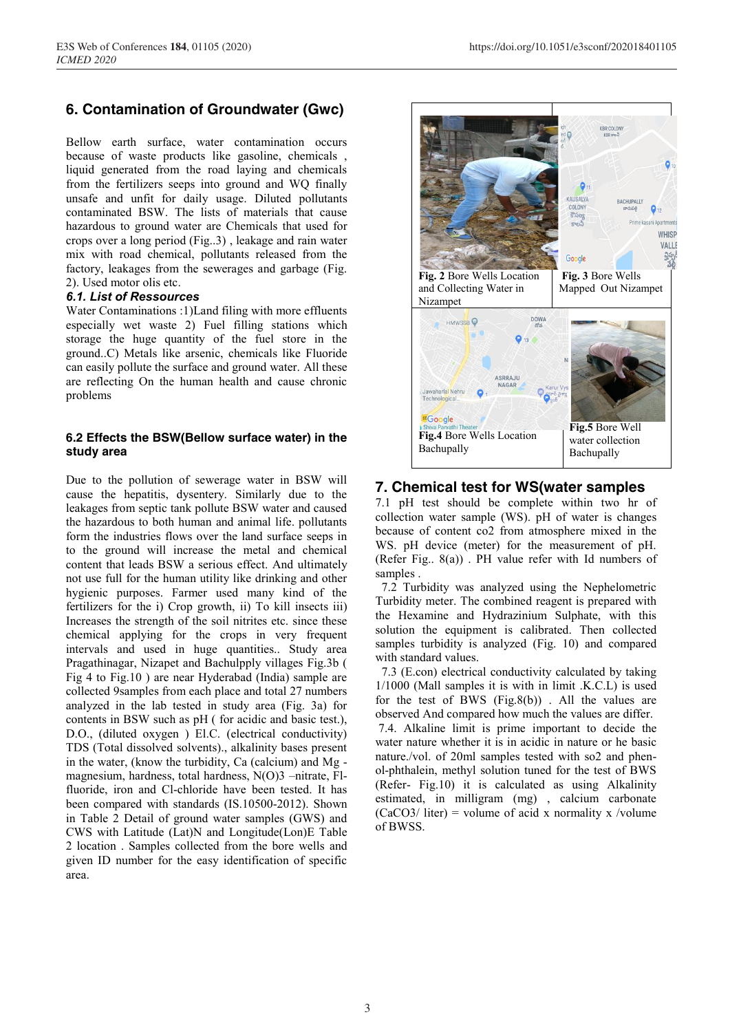## 6. Contamination of Groundwater (Gwc)

Bellow earth surface, water contamination occurs because of waste products like gasoline, chemicals , liquid generated from the road laying and chemicals from the fertilizers seeps into ground and WQ finally unsafe and unfit for daily usage. Diluted pollutants contaminated BSW. The lists of materials that cause hazardous to ground water are Chemicals that used for crops over a long period (Fig..3) , leakage and rain water mix with road chemical, pollutants released from the factory, leakages from the sewerages and garbage (Fig. 2). Used motor olis etc.

### *6.1. List of Ressources*

Water Contaminations :1)Land filing with more effluents especially wet waste 2) Fuel filling stations which storage the huge quantity of the fuel store in the ground..C) Metals like arsenic, chemicals like Fluoride can easily pollute the surface and ground water. All these are reflecting On the human health and cause chronic problems

### 6.2 Effects the BSW(Bellow surface water) in the study area

Due to the pollution of sewerage water in BSW will cause the hepatitis, dysentery. Similarly due to the leakages from septic tank pollute BSW water and caused the hazardous to both human and animal life. pollutants form the industries flows over the land surface seeps in to the ground will increase the metal and chemical content that leads BSW a serious effect. And ultimately not use full for the human utility like drinking and other hygienic purposes. Farmer used many kind of the fertilizers for the i) Crop growth, ii) To kill insects iii) Increases the strength of the soil nitrites etc. since these chemical applying for the crops in very frequent intervals and used in huge quantities.. Study area Pragathinagar, Nizapet and Bachulpply villages Fig.3b ( Fig 4 to Fig.10 ) are near Hyderabad (India) sample are collected 9samples from each place and total 27 numbers analyzed in the lab tested in study area (Fig. 3a) for contents in BSW such as pH ( for acidic and basic test.), D.O., (diluted oxygen ) El.C. (electrical conductivity) TDS (Total dissolved solvents)., alkalinity bases present in the water, (know the turbidity, Ca (calcium) and Mg - magnesium, hardness, total hardness, N(O)3 –nitrate, Fl-fluoride, iron and Cl-chloride have been tested. It has been compared with standards (IS.10500-2012). Shown in Table 2 Detail of ground water samples (GWS) and CWS with Latitude (Lat)N and Longitude(Lon)E Table 2 location . Samples collected from the bore wells and given ID number for the easy identification of specific area.

**Fig. 2** Bore Wells Location and Collecting Water in Nizampet

**Fig. 3** Bore Wells Mapped Out Nizampet

**Fig.4** Bore Wells Location Bachupally

**Fig.5** Bore Well water collection Bachupally

## 7. Chemical test for WS(water samples

7.1 pH test should be complete within two hr of collection water sample (WS). pH of water is changes because of content co2 from atmosphere mixed in the WS. pH device (meter) for the measurement of pH. (Refer Fig.. 8(a)) . PH value refer with Id numbers of samples .

7.2 Turbidity was analyzed using the Nephelometric Turbidity meter. The combined reagent is prepared with the Hexamine and Hydrazinium Sulphate, with this solution the equipment is calibrated. Then collected samples turbidity is analyzed (Fig. 10) and compared with standard values.

7.3 (E.con) electrical conductivity calculated by taking 1/1000 (Mall samples it is with in limit .K.C.L) is used for the test of BWS (Fig.8(b)) . All the values are observed And compared how much the values are differ.

7.4. Alkaline limit is prime important to decide the water nature whether it is in acidic in nature or he basic nature./vol. of 20ml samples tested with so2 and phen-ol-phthalein, methyl solution tuned for the test of BWS (Refer- Fig.10) it is calculated as using Alkalinity estimated, in milligram (mg) , calcium carbonate ($CaCO_3$/ liter) = volume of acid x normality x /volume of BWSS.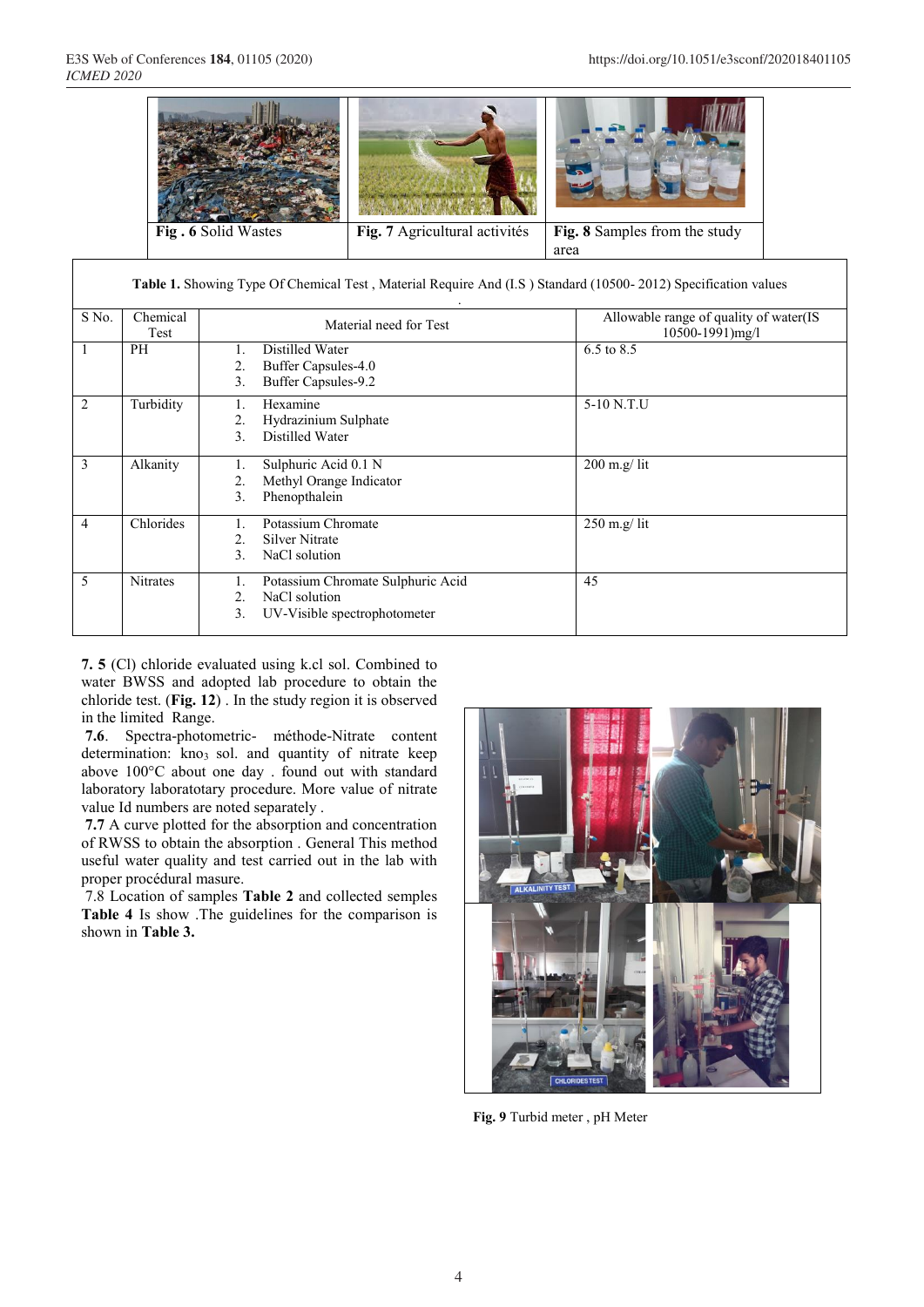Fig . 6 Solid Wastes

Fig. 7 Agricultural activités

Fig. 8 Samples from the study area

**Table 1.** Showing Type Of Chemical Test , Material Require And (I.S ) Standard (10500- 2012) Specification values

| S No. | Chemical Test | Material need for Test | Allowable range of quality of water(IS 10500-1991)mg/l |
|---|---|---|---|
| 1 | PH | 1. Distilled Water<br>2. Buffer Capsules-4.0<br>3. Buffer Capsules-9.2 | 6.5 to 8.5 |
| 2 | Turbidity | 1. Hexamine<br>2. Hydrazinium Sulphate<br>3. Distilled Water | 5-10 N.T.U |
| 3 | Alkanity | 1. Sulphuric Acid 0.1 N<br>2. Methyl Orange Indicator<br>3. Phenopthalein | 200 m.g/ lit |
| 4 | Chlorides | 1. Potassium Chromate<br>2. Silver Nitrate<br>3. NaCl solution | 250 m.g/ lit |
| 5 | Nitrates | 1. Potassium Chromate Sulphuric Acid<br>2. NaCl solution<br>3. UV-Visible spectrophotometer | 45 |

**7. 5** (Cl) chloride evaluated using k.cl sol. Combined to water BWSS and adopted lab procedure to obtain the chloride test. (**Fig. 12**) . In the study region it is observed in the limited Range.

**7.6**. Spectra-photometric- méthode-Nitrate content determination: $kno_3$ sol. and quantity of nitrate keep above 100°C about one day . found out with standard laboratory laboratotary procedure. More value of nitrate value Id numbers are noted separately .

**7.7** A curve plotted for the absorption and concentration of RWSS to obtain the absorption . General This method useful water quality and test carried out in the lab with proper procédural masure.

7.8 Location of samples **Table 2** and collected semples **Table 4** Is show .The guidelines for the comparison is shown in **Table 3.**

**Fig. 9** Turbid meter , pH Meter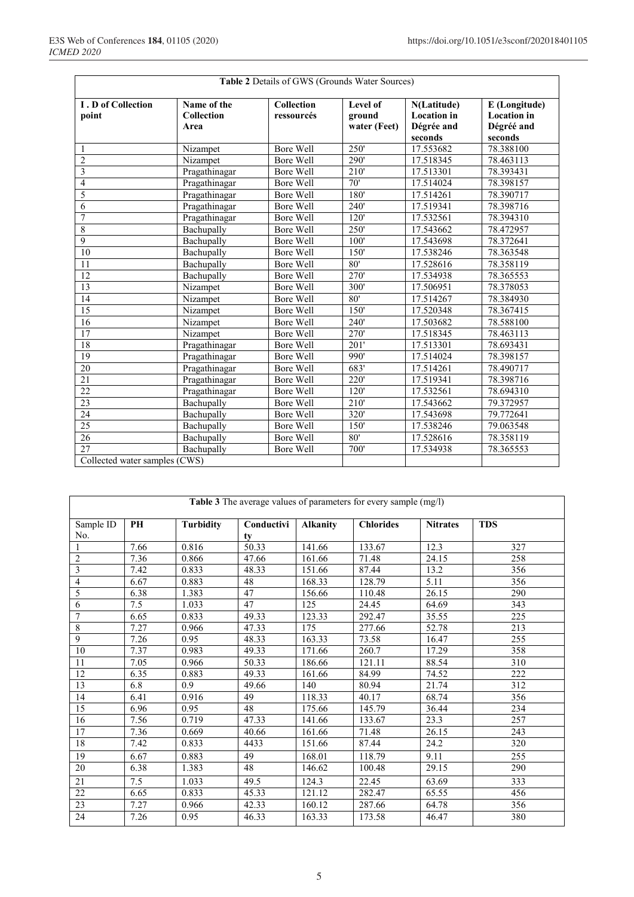**Table 2** Details of GWS (Grounds Water Sources)

| I . D of Collection point | Name of the Collection Area | Collection ressourcés | Level of ground water (Feet) | N(Latitude) Location in Dégrée and seconds | E (Longitude) Location in Dégréé and seconds |
|---|---|---|---|---|---|
| 1 | Nizampet | Bore Well | 250' | 17.553682 | 78.388100 |
| 2 | Nizampet | Bore Well | 290' | 17.518345 | 78.463113 |
| 3 | Pragathinagar | Bore Well | 210' | 17.513301 | 78.393431 |
| 4 | Pragathinagar | Bore Well | 70' | 17.514024 | 78.398157 |
| 5 | Pragathinagar | Bore Well | 180' | 17.514261 | 78.390717 |
| 6 | Pragathinagar | Bore Well | 240' | 17.519341 | 78.398716 |
| 7 | Pragathinagar | Bore Well | 120' | 17.532561 | 78.394310 |
| 8 | Bachupally | Bore Well | 250' | 17.543662 | 78.472957 |
| 9 | Bachupally | Bore Well | 100' | 17.543698 | 78.372641 |
| 10 | Bachupally | Bore Well | 150' | 17.538246 | 78.363548 |
| 11 | Bachupally | Bore Well | 80' | 17.528616 | 78.358119 |
| 12 | Bachupally | Bore Well | 270' | 17.534938 | 78.365553 |
| 13 | Nizampet | Bore Well | 300' | 17.506951 | 78.378053 |
| 14 | Nizampet | Bore Well | 80' | 17.514267 | 78.384930 |
| 15 | Nizampet | Bore Well | 150' | 17.520348 | 78.367415 |
| 16 | Nizampet | Bore Well | 240' | 17.503682 | 78.588100 |
| 17 | Nizampet | Bore Well | 270' | 17.518345 | 78.463113 |
| 18 | Pragathinagar | Bore Well | 201' | 17.513301 | 78.693431 |
| 19 | Pragathinagar | Bore Well | 990' | 17.514024 | 78.398157 |
| 20 | Pragathinagar | Bore Well | 683' | 17.514261 | 78.490717 |
| 21 | Pragathinagar | Bore Well | 220' | 17.519341 | 78.398716 |
| 22 | Pragathinagar | Bore Well | 120' | 17.532561 | 78.694310 |
| 23 | Bachupally | Bore Well | 210' | 17.543662 | 79.372957 |
| 24 | Bachupally | Bore Well | 320' | 17.543698 | 79.772641 |
| 25 | Bachupally | Bore Well | 150' | 17.538246 | 79.063548 |
| 26 | Bachupally | Bore Well | 80' | 17.528616 | 78.358119 |
| 27 | Bachupally | Bore Well | 700' | 17.534938 | 78.365553 |
| Collected water samples (CWS) | | | | | |

**Table 3** The average values of parameters for every sample (mg/l)

| Sample ID No. | PH | Turbidity | Conductivity | Alkanity | Chlorides | Nitrates | TDS |
|---|---|---|---|---|---|---|---|
| 1 | 7.66 | 0.816 | 50.33 | 141.66 | 133.67 | 12.3 | 327 |
| 2 | 7.36 | 0.866 | 47.66 | 161.66 | 71.48 | 24.15 | 258 |
| 3 | 7.42 | 0.833 | 48.33 | 151.66 | 87.44 | 13.2 | 356 |
| 4 | 6.67 | 0.883 | 48 | 168.33 | 128.79 | 5.11 | 356 |
| 5 | 6.38 | 1.383 | 47 | 156.66 | 110.48 | 26.15 | 290 |
| 6 | 7.5 | 1.033 | 47 | 125 | 24.45 | 64.69 | 343 |
| 7 | 6.65 | 0.833 | 49.33 | 123.33 | 292.47 | 35.55 | 225 |
| 8 | 7.27 | 0.966 | 47.33 | 175 | 277.66 | 52.78 | 213 |
| 9 | 7.26 | 0.95 | 48.33 | 163.33 | 73.58 | 16.47 | 255 |
| 10 | 7.37 | 0.983 | 49.33 | 171.66 | 260.7 | 17.29 | 358 |
| 11 | 7.05 | 0.966 | 50.33 | 186.66 | 121.11 | 88.54 | 310 |
| 12 | 6.35 | 0.883 | 49.33 | 161.66 | 84.99 | 74.52 | 222 |
| 13 | 6.8 | 0.9 | 49.66 | 140 | 80.94 | 21.74 | 312 |
| 14 | 6.41 | 0.916 | 49 | 118.33 | 40.17 | 68.74 | 356 |
| 15 | 6.96 | 0.95 | 48 | 175.66 | 145.79 | 36.44 | 234 |
| 16 | 7.56 | 0.719 | 47.33 | 141.66 | 133.67 | 23.3 | 257 |
| 17 | 7.36 | 0.669 | 40.66 | 161.66 | 71.48 | 26.15 | 243 |
| 18 | 7.42 | 0.833 | 4433 | 151.66 | 87.44 | 24.2 | 320 |
| 19 | 6.67 | 0.883 | 49 | 168.01 | 118.79 | 9.11 | 255 |
| 20 | 6.38 | 1.383 | 48 | 146.62 | 100.48 | 29.15 | 290 |
| 21 | 7.5 | 1.033 | 49.5 | 124.3 | 22.45 | 63.69 | 333 |
| 22 | 6.65 | 0.833 | 45.33 | 121.12 | 282.47 | 65.55 | 456 |
| 23 | 7.27 | 0.966 | 42.33 | 160.12 | 287.66 | 64.78 | 356 |
| 24 | 7.26 | 0.95 | 46.33 | 163.33 | 173.58 | 46.47 | 380 |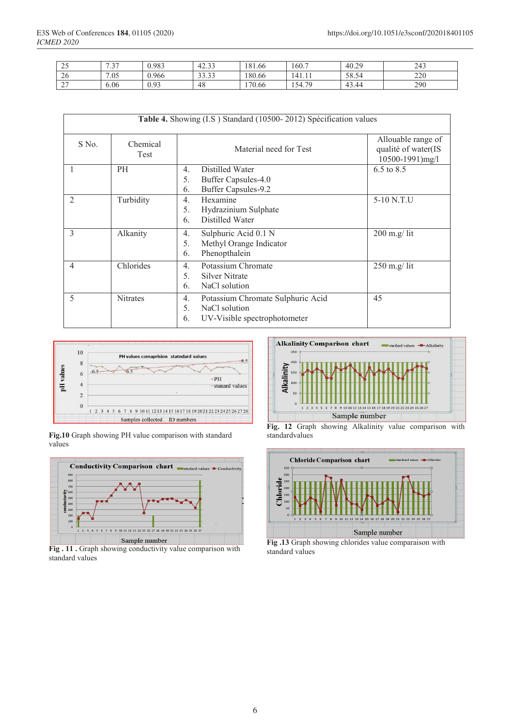| 25 | 7.37 | 0.983 | 42.33 | 181.66 | 160.7 | 40.29 | 243 |
|---|---|---|---|---|---|---|---|
| 26 | 7.05 | 0.966 | 33.33 | 180.66 | 141.11 | 58.54 | 220 |
| 27 | 6.06 | 0.93 | 48 | 170.66 | 154.79 | 43.44 | 290 |

**Table 4.** Showing (I.S ) Standard (10500- 2012) Spécification values

| S No. | Chemical Test | Material need for Test | Allouable range of qualité of water(IS 10500-1991)mg/l |
|---|---|---|---|
| 1 | PH | 4. Distilled Water<br>5. Buffer Capsules-4.0<br>6. Buffer Capsules-9.2 | 6.5 to 8.5 |
| 2 | Turbidity | 4. Hexamine<br>5. Hydrazinium Sulphate<br>6. Distilled Water | 5-10 N.T.U |
| 3 | Alkanity | 4. Sulphuric Acid 0.1 N<br>5. Methyl Orange Indicator<br>6. Phenopthalein | 200 m.g/ lit |
| 4 | Chlorides | 4. Potassium Chromate<br>5. Silver Nitrate<br>6. NaCl solution | 250 m.g/ lit |
| 5 | Nitrates | 4. Potassium Chromate Sulphuric Acid<br>5. NaCl solution<br>6. UV-Visible spectrophotometer | 45 |

**Fig.10** Graph showing PH value comparison with standard values

**Fig. 12** Graph showing Alkalinity value comparison with standardvalues

**Fig . 11 .** Graph showing conductivity value comparison with standard values

**Fig .13** Graph showing chlorides value comparaison with standard values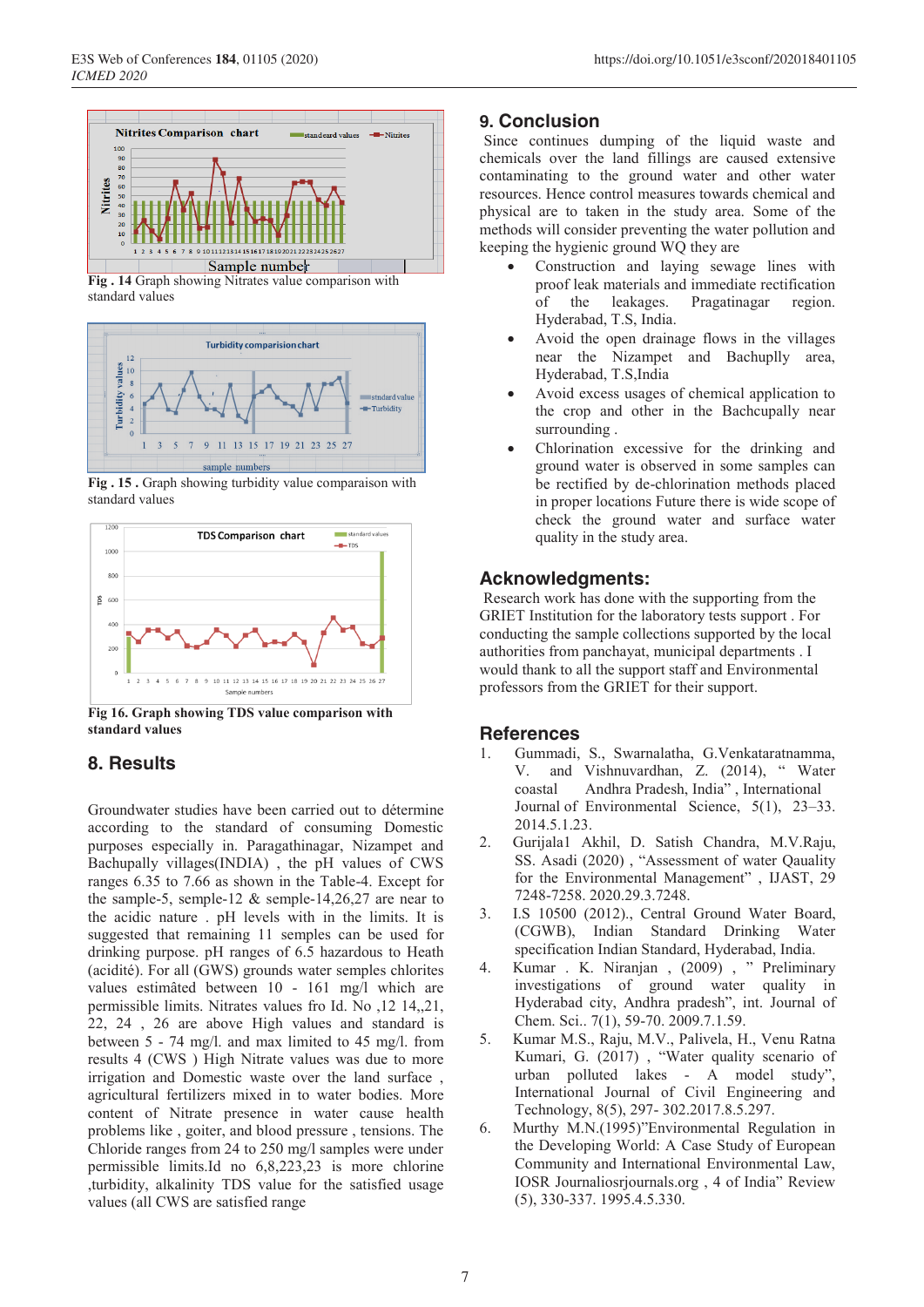Fig . 14 Graph showing Nitrates value comparison with standard values

Fig . 15 . Graph showing turbidity value comparison with standard values

**Fig 16. Graph showing TDS value comparison with standard values**

## 8. Results

Groundwater studies have been carried out to détermine according to the standard of consuming Domestic purposes especially in. Paragathinagar, Nizampet and Bachupally villages(INDIA) , the pH values of CWS ranges 6.35 to 7.66 as shown in the Table-4. Except for the sample-5, semple-12 & semple-14,26,27 are near to the acidic nature . pH levels with in the limits. It is suggested that remaining 11 semples can be used for drinking purpose. pH ranges of 6.5 hazardous to Heath (acidité). For all (GWS) grounds water samples chlorites values estimâted between 10 - 161 mg/l which are permissible limits. Nitrates values fro Id. No ,12 14,,21, 22, 24 , 26 are above High values and standard is between 5 - 74 mg/l. and max limited to 45 mg/l. from results 4 (CWS ) High Nitrate values was due to more irrigation and Domestic waste over the land surface , agricultural fertilizers mixed in to water bodies. More content of Nitrate presence in water cause health problems like , goiter, and blood pressure , tensions. The Chloride ranges from 24 to 250 mg/l samples were under permissible limits.Id no 6,8,223,23 is more chlorine ,turbidity, alkalinity TDS value for the satisfied usage values (all CWS are satisfied range

## 9. Conclusion

Since continues dumping of the liquid waste and chemicals over the land fillings are caused extensive contaminating to the ground water and other water resources. Hence control measures towards chemical and physical are to taken in the study area. Some of the methods will consider preventing the water pollution and keeping the hygienic ground WQ they are

- Construction and laying sewage lines with proof leak materials and immediate rectification of the leakages. Pragatinagar region. Hyderabad, T.S, India.
- Avoid the open drainage flows in the villages near the Nizampet and Bachuplly area, Hyderabad, T.S,India
- Avoid excess usages of chemical application to the crop and other in the Bachcupally near surrounding .
- Chlorination excessive for the drinking and ground water is observed in some samples can be rectified by de-chlorination methods placed in proper locations Future there is wide scope of check the ground water and surface water quality in the study area.

## Acknowledgments:

Research work has done with the supporting from the GRIET Institution for the laboratory tests support . For conducting the sample collections supported by the local authorities from panchayat, municipal departments . I would thank to all the support staff and Environmental professors from the GRIET for their support.

## References

1. Gummadi, S., Swarnalatha, G.Venkataratnamma, V. and Vishnuvardhan, Z. (2014), " Water coastal Andhra Pradesh, India" , International Journal of Environmental Science, 5(1), 23–33. 2014.5.1.23.
2. Gurijala1 Akhil, D. Satish Chandra, M.V.Raju, SS. Asadi (2020) , "Assessment of water Qaquality for the Environmental Management" , IJAST, 29 7248-7258. 2020.29.3.7248.
3. I.S 10500 (2012)., Central Ground Water Board, (CGWB), Indian Standard Drinking Water specification Indian Standard, Hyderabad, India.
4. Kumar . K. Niranjan , (2009) , " Preliminary investigations of ground water quality in Hyderabad city, Andhra pradesh", int. Journal of Chem. Sci.. 7(1), 59-70. 2009.7.1.59.
5. Kumar M.S., Raju, M.V., Palivela, H., Venu Ratna Kumari, G. (2017) , "Water quality scenario of urban polluted lakes - A model study", International Journal of Civil Engineering and Technology, 8(5), 297- 302.2017.8.5.297.
6. Murthy M.N.(1995)"Environmental Regulation in the Developing World: A Case Study of European Community and International Environmental Law, IOSR Journaliosrjournals.org , 4 of India" Review (5), 330-337. 1995.4.5.330.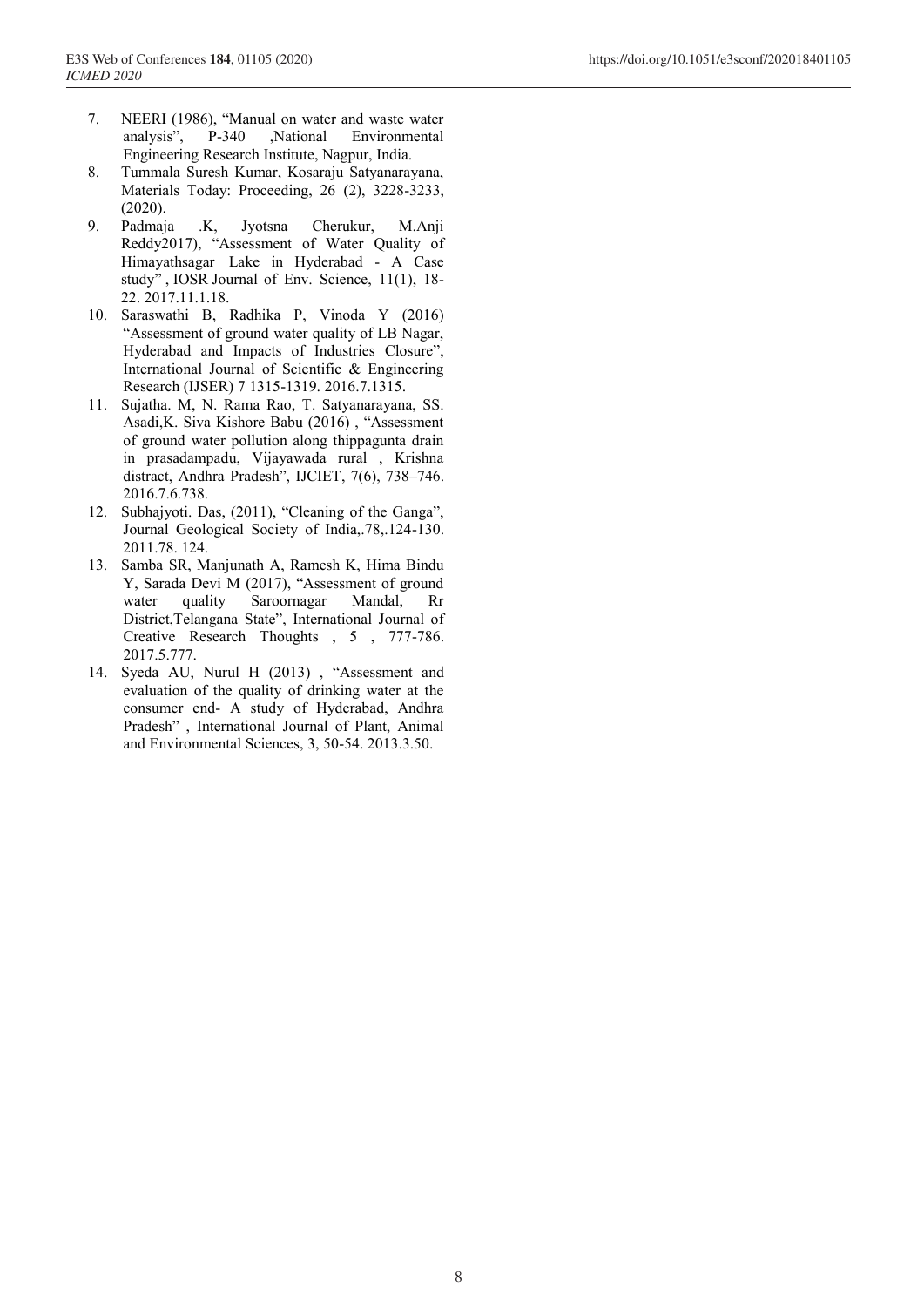7. NEERI (1986), "Manual on water and waste water analysis", P-340 ,National Environmental Engineering Research Institute, Nagpur, India.
8. Tummala Suresh Kumar, Kosaraju Satyanarayana, Materials Today: Proceeding, 26 (2), 3228-3233, (2020).
9. Padmaja .K, Jyotsna Cherukur, M.Anji Reddy2017), "Assessment of Water Quality of Himayathsagar Lake in Hyderabad - A Case study" , IOSR Journal of Env. Science, 11(1), 18-22. 2017.11.1.18.
10. Saraswathi B, Radhika P, Vinoda Y (2016) "Assessment of ground water quality of LB Nagar, Hyderabad and Impacts of Industries Closure", International Journal of Scientific & Engineering Research (IJSER) 7 1315-1319. 2016.7.1315.
11. Sujatha. M, N. Rama Rao, T. Satyanarayana, SS. Asadi,K. Siva Kishore Babu (2016) , "Assessment of ground water pollution along thippagunta drain in prasadampadu, Vijayawada rural , Krishna distract, Andhra Pradesh", IJCIET, 7(6), 738–746. 2016.7.6.738.
12. Subhajyoti. Das, (2011), "Cleaning of the Ganga", Journal Geological Society of India,.78,.124-130. 2011.78. 124.
13. Samba SR, Manjunath A, Ramesh K, Hima Bindu Y, Sarada Devi M (2017), "Assessment of ground water quality Saroornagar Mandal, Rr District,Telangana State", International Journal of Creative Research Thoughts , 5 , 777-786. 2017.5.777.
14. Syeda AU, Nurul H (2013) , "Assessment and evaluation of the quality of drinking water at the consumer end- A study of Hyderabad, Andhra Pradesh" , International Journal of Plant, Animal and Environmental Sciences, 3, 50-54. 2013.3.50.